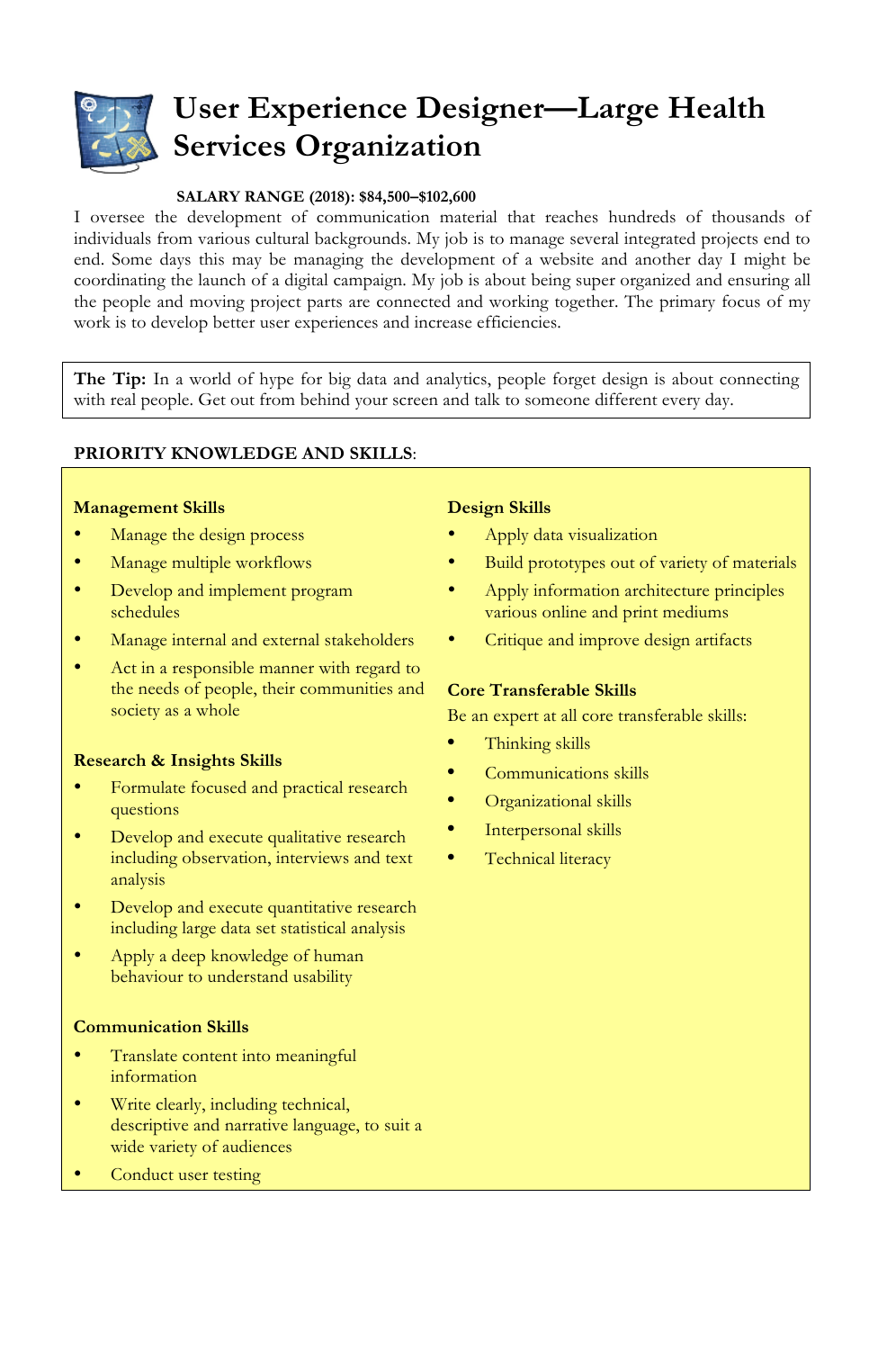# User Experience Designer—Large Health Services Organization

**SALARY RANGE (2018): $84,500–$102,600**

I oversee the development of communication material that reaches hundreds of thousands of individuals from various cultural backgrounds. My job is to manage several integrated projects end to end. Some days this may be managing the development of a website and another day I might be coordinating the launch of a digital campaign. My job is about being super organized and ensuring all the people and moving project parts are connected and working together. The primary focus of my work is to develop better user experiences and increase efficiencies.

**The Tip:** In a world of hype for big data and analytics, people forget design is about connecting with real people. Get out from behind your screen and talk to someone different every day.

**PRIORITY KNOWLEDGE AND SKILLS**:

**Management Skills**

- Manage the design process
- Manage multiple workflows
- Develop and implement program schedules
- Manage internal and external stakeholders
- Act in a responsible manner with regard to the needs of people, their communities and society as a whole

**Research & Insights Skills**

- Formulate focused and practical research questions
- Develop and execute qualitative research including observation, interviews and text analysis
- Develop and execute quantitative research including large data set statistical analysis
- Apply a deep knowledge of human behaviour to understand usability

**Communication Skills**

- Translate content into meaningful information
- Write clearly, including technical, descriptive and narrative language, to suit a wide variety of audiences
- Conduct user testing

**Design Skills**

- Apply data visualization
- Build prototypes out of variety of materials
- Apply information architecture principles various online and print mediums
- Critique and improve design artifacts

**Core Transferable Skills**

Be an expert at all core transferable skills:

- Thinking skills
- Communications skills
- Organizational skills
- Interpersonal skills
- Technical literacy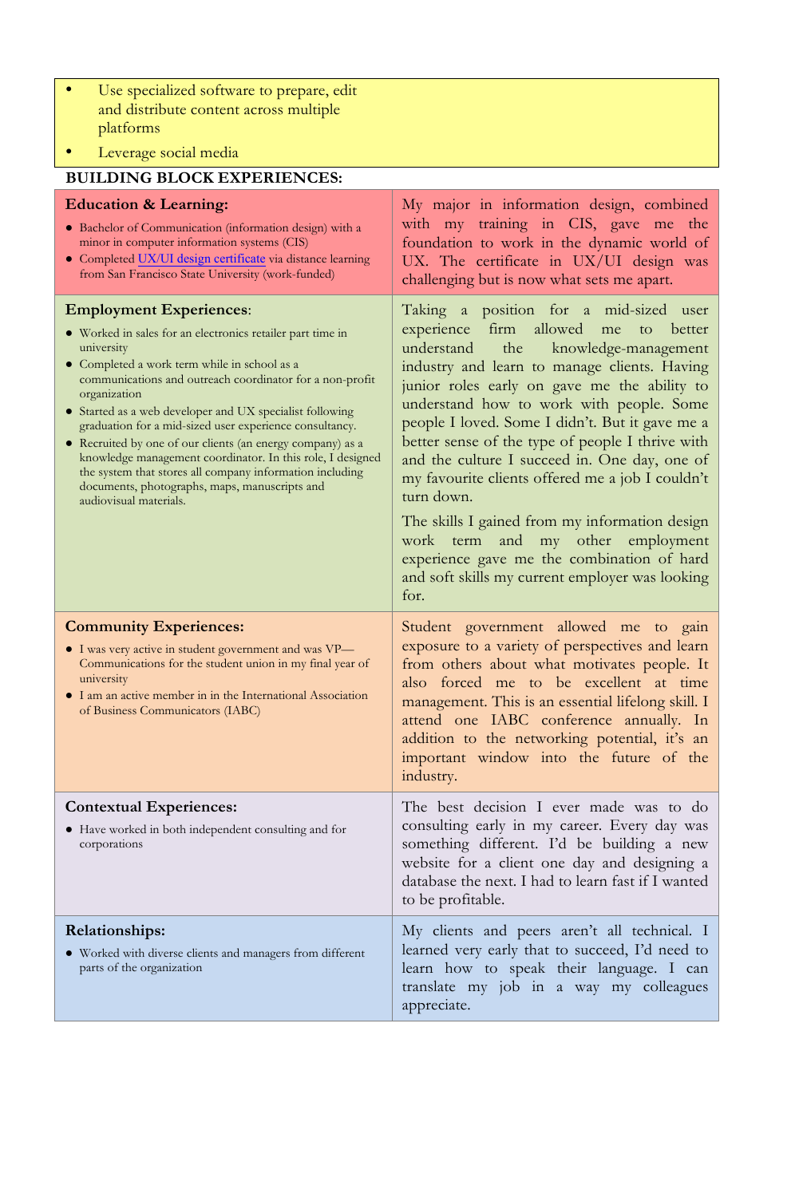- Use specialized software to prepare, edit and distribute content across multiple platforms
- Leverage social media

**BUILDING BLOCK EXPERIENCES:**

| | |
|---|---|
| **Education & Learning:**<br>• Bachelor of Communication (information design) with a minor in computer information systems (CIS)<br>• Completed UX/UI design certificate via distance learning from San Francisco State University (work-funded) | My major in information design, combined with my training in CIS, gave me the foundation to work in the dynamic world of UX. The certificate in UX/UI design was challenging but is now what sets me apart. |
| **Employment Experiences**:<br>• Worked in sales for an electronics retailer part time in university<br>• Completed a work term while in school as a communications and outreach coordinator for a non-profit organization<br>• Started as a web developer and UX specialist following graduation for a mid-sized user experience consultancy.<br>• Recruited by one of our clients (an energy company) as a knowledge management coordinator. In this role, I designed the system that stores all company information including documents, photographs, maps, manuscripts and audiovisual materials. | Taking a position for a mid-sized user experience firm allowed me to better understand the knowledge-management industry and learn to manage clients. Having junior roles early on gave me the ability to understand how to work with people. Some people I loved. Some I didn't. But it gave me a better sense of the type of people I thrive with and the culture I succeed in. One day, one of my favourite clients offered me a job I couldn't turn down.<br><br>The skills I gained from my information design work term and my other employment experience gave me the combination of hard and soft skills my current employer was looking for. |
| **Community Experiences:**<br>• I was very active in student government and was VP—Communications for the student union in my final year of university<br>• I am an active member in in the International Association of Business Communicators (IABC) | Student government allowed me to gain exposure to a variety of perspectives and learn from others about what motivates people. It also forced me to be excellent at time management. This is an essential lifelong skill. I attend one IABC conference annually. In addition to the networking potential, it's an important window into the future of the industry. |
| **Contextual Experiences:**<br>• Have worked in both independent consulting and for corporations | The best decision I ever made was to do consulting early in my career. Every day was something different. I'd be building a new website for a client one day and designing a database the next. I had to learn fast if I wanted to be profitable. |
| **Relationships:**<br>• Worked with diverse clients and managers from different parts of the organization | My clients and peers aren't all technical. I learned very early that to succeed, I'd need to learn how to speak their language. I can translate my job in a way my colleagues appreciate. |